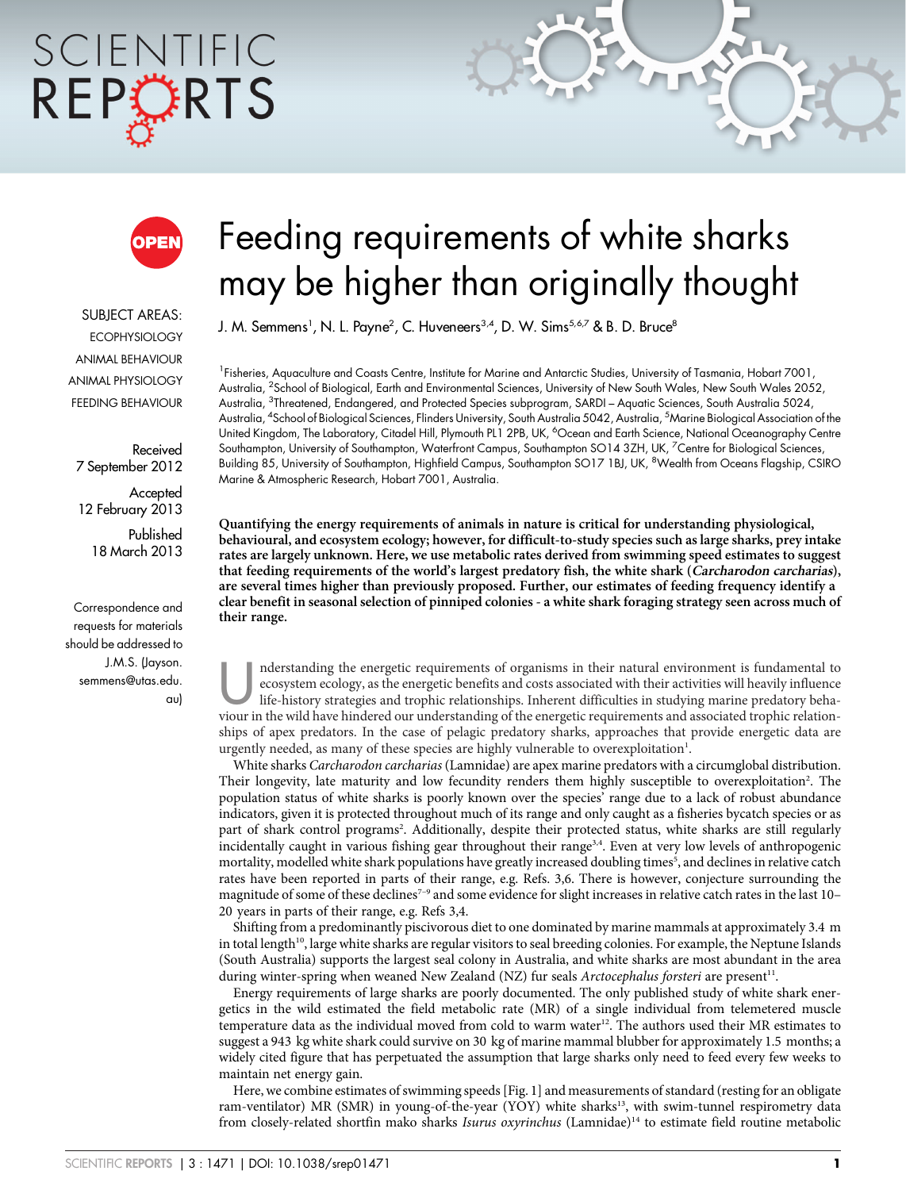# Feeding requirements of white sharks may be higher than originally thought

J. M. Semmens[1], N. L. Payne[2], C. Huveneers[3,4], D. W. Sims[5,6,7] & B. D. Bruce[8]

[1]Fisheries, Aquaculture and Coasts Centre, Institute for Marine and Antarctic Studies, University of Tasmania, Hobart 7001, Australia, [2]School of Biological, Earth and Environmental Sciences, University of New South Wales, New South Wales 2052, Australia, [3]Threatened, Endangered, and Protected Species subprogram, SARDI – Aquatic Sciences, South Australia 5024, Australia, [4]School of Biological Sciences, Flinders University, South Australia 5042, Australia, [5]Marine Biological Association of the United Kingdom, The Laboratory, Citadel Hill, Plymouth PL1 2PB, UK, [6]Ocean and Earth Science, National Oceanography Centre Southampton, University of Southampton, Waterfront Campus, Southampton SO14 3ZH, UK, [7]Centre for Biological Sciences, Building 85, University of Southampton, Highfield Campus, Southampton SO17 1BJ, UK, [8]Wealth from Oceans Flagship, CSIRO Marine & Atmospheric Research, Hobart 7001, Australia.

SUBJECT AREAS: ECOPHYSIOLOGY, ANIMAL BEHAVIOUR, ANIMAL PHYSIOLOGY, FEEDING BEHAVIOUR

Received 7 September 2012

Accepted 12 February 2013

Published 18 March 2013

Correspondence and requests for materials should be addressed to J.M.S. (Jayson.semmens@utas.edu.au)

**Quantifying the energy requirements of animals in nature is critical for understanding physiological, behavioural, and ecosystem ecology; however, for difficult-to-study species such as large sharks, prey intake rates are largely unknown. Here, we use metabolic rates derived from swimming speed estimates to suggest that feeding requirements of the world's largest predatory fish, the white shark (*Carcharodon carcharias*), are several times higher than previously proposed. Further, our estimates of feeding frequency identify a clear benefit in seasonal selection of pinniped colonies - a white shark foraging strategy seen across much of their range.**

Understanding the energetic requirements of organisms in their natural environment is fundamental to ecosystem ecology, as the energetic benefits and costs associated with their activities will heavily influence life-history strategies and trophic relationships. Inherent difficulties in studying marine predatory behaviour in the wild have hindered our understanding of the energetic requirements and associated trophic relationships of apex predators. In the case of pelagic predatory sharks, approaches that provide energetic data are urgently needed, as many of these species are highly vulnerable to overexploitation[1].

White sharks *Carcharodon carcharias* (Lamnidae) are apex marine predators with a circumglobal distribution. Their longevity, late maturity and low fecundity renders them highly susceptible to overexploitation[2]. The population status of white sharks is poorly known over the species' range due to a lack of robust abundance indicators, given it is protected throughout much of its range and only caught as a fisheries bycatch species or as part of shark control programs[2]. Additionally, despite their protected status, white sharks are still regularly incidentally caught in various fishing gear throughout their range[3,4]. Even at very low levels of anthropogenic mortality, modelled white shark populations have greatly increased doubling times[5], and declines in relative catch rates have been reported in parts of their range, e.g. Refs. 3,6. There is however, conjecture surrounding the magnitude of some of these declines[7–9] and some evidence for slight increases in relative catch rates in the last 10–20 years in parts of their range, e.g. Refs 3,4.

Shifting from a predominantly piscivorous diet to one dominated by marine mammals at approximately 3.4 m in total length[10], large white sharks are regular visitors to seal breeding colonies. For example, the Neptune Islands (South Australia) supports the largest seal colony in Australia, and white sharks are most abundant in the area during winter-spring when weaned New Zealand (NZ) fur seals *Arctocephalus forsteri* are present[11].

Energy requirements of large sharks are poorly documented. The only published study of white shark energetics in the wild estimated the field metabolic rate (MR) of a single individual from telemetered muscle temperature data as the individual moved from cold to warm water[12]. The authors used their MR estimates to suggest a 943 kg white shark could survive on 30 kg of marine mammal blubber for approximately 1.5 months; a widely cited figure that has perpetuated the assumption that large sharks only need to feed every few weeks to maintain net energy gain.

Here, we combine estimates of swimming speeds [Fig. 1] and measurements of standard (resting for an obligate ram-ventilator) MR (SMR) in young-of-the-year (YOY) white sharks[13], with swim-tunnel respirometry data from closely-related shortfin mako sharks *Isurus oxyrinchus* (Lamnidae)[14] to estimate field routine metabolic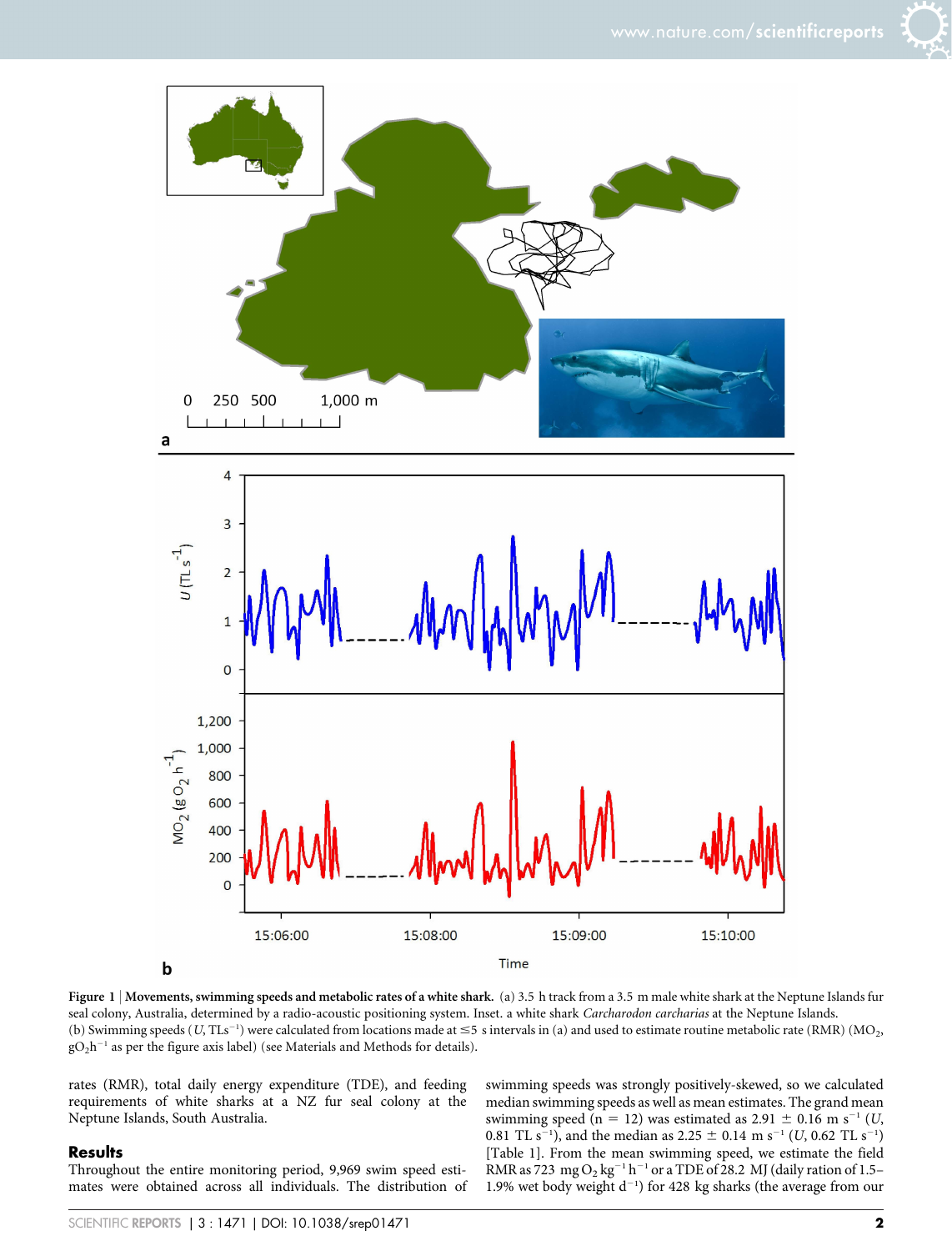**Figure 1 | Movements, swimming speeds and metabolic rates of a white shark.** (a) 3.5 h track from a 3.5 m male white shark at the Neptune Islands fur seal colony, Australia, determined by a radio-acoustic positioning system. Inset. a white shark *Carcharodon carcharias* at the Neptune Islands. (b) Swimming speeds ($U$, $TLs^{-1}$) were calculated from locations made at ≤5 s intervals in (a) and used to estimate routine metabolic rate (RMR) ($MO_2$, $gO_2h^{-1}$ as per the figure axis label) (see Materials and Methods for details).

rates (RMR), total daily energy expenditure (TDE), and feeding requirements of white sharks at a NZ fur seal colony at the Neptune Islands, South Australia.

## Results

Throughout the entire monitoring period, 9,969 swim speed estimates were obtained across all individuals. The distribution of swimming speeds was strongly positively-skewed, so we calculated median swimming speeds as well as mean estimates. The grand mean swimming speed (n = 12) was estimated as 2.91 ± 0.16 m $s^{-1}$ ($U$, 0.81 TL $s^{-1}$), and the median as 2.25 ± 0.14 m $s^{-1}$ ($U$, 0.62 TL $s^{-1}$) [Table 1]. From the mean swimming speed, we estimate the field RMR as 723 mg $O_2$ $kg^{-1}$ $h^{-1}$ or a TDE of 28.2 MJ (daily ration of 1.5–1.9% wet body weight $d^{-1}$) for 428 kg sharks (the average from our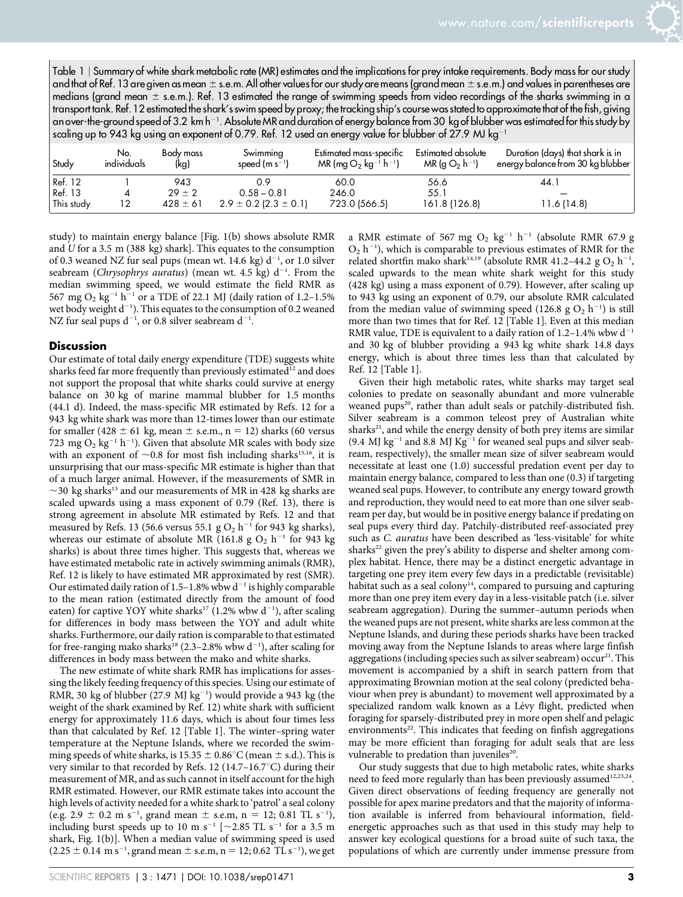Table 1 | Summary of white shark metabolic rate (MR) estimates and the implications for prey intake requirements. Body mass for our study and that of Ref. 13 are given as mean ± s.e.m. All other values for our study are means (grand mean ± s.e.m.) and values in parentheses are medians (grand mean ± s.e.m.). Ref. 13 estimated the range of swimming speeds from video recordings of the sharks swimming in a transport tank. Ref. 12 estimated the shark's swim speed by proxy; the tracking ship's course was stated to approximate that of the fish, giving an over-the-ground speed of 3.2 km h$^{-1}$. Absolute MR and duration of energy balance from 30 kg of blubber was estimated for this study by scaling up to 943 kg using an exponent of 0.79. Ref. 12 used an energy value for blubber of 27.9 MJ kg$^{-1}$

| Study | No. individuals | Body mass (kg) | Swimming speed (m s$^{-1}$) | Estimated mass-specific MR (mg $O_2$ kg$^{-1}$ h$^{-1}$) | Estimated absolute MR (g $O_2$ h$^{-1}$) | Duration (days) that shark is in energy balance from 30 kg blubber |
|---|---|---|---|---|---|---|
| Ref. 12 | 1 | 943 | 0.9 | 60.0 | 56.6 | 44.1 |
| Ref. 13 | 4 | 29 ± 2 | 0.58 – 0.81 | 246.0 | 55.1 | — |
| This study | 12 | 428 ± 61 | 2.9 ± 0.2 (2.3 ± 0.1) | 723.0 (566.5) | 161.8 (126.8) | 11.6 (14.8) |

study) to maintain energy balance [Fig. 1(b) shows absolute RMR and $U$ for a 3.5 m (388 kg) shark]. This equates to the consumption of 0.3 weaned NZ fur seal pups (mean wt. 14.6 kg) d$^{-1}$, or 1.0 silver seabream (*Chrysophrys auratus*) (mean wt. 4.5 kg) d$^{-1}$. From the median swimming speed, we would estimate the field RMR as 567 mg $O_2$ kg$^{-1}$ h$^{-1}$ or a TDE of 22.1 MJ (daily ration of 1.2–1.5% wet body weight d$^{-1}$). This equates to the consumption of 0.2 weaned NZ fur seal pups d$^{-1}$, or 0.8 silver seabream d$^{-1}$.

## Discussion

Our estimate of total daily energy expenditure (TDE) suggests white sharks feed far more frequently than previously estimated[12] and does not support the proposal that white sharks could survive at energy balance on 30 kg of marine mammal blubber for 1.5 months (44.1 d). Indeed, the mass-specific MR estimated by Refs. 12 for a 943 kg white shark was more than 12-times lower than our estimate for smaller (428 ± 61 kg, mean ± s.e.m., n = 12) sharks (60 versus 723 mg $O_2$ kg$^{-1}$ h$^{-1}$). Given that absolute MR scales with body size with an exponent of ~0.8 for most fish including sharks[15,16], it is unsurprising that our mass-specific MR estimate is higher than that of a much larger animal. However, if the measurements of SMR in ~30 kg sharks[13] and our measurements of MR in 428 kg sharks are scaled upwards using a mass exponent of 0.79 (Ref. 13), there is strong agreement in absolute MR estimated by Refs. 12 and that measured by Refs. 13 (56.6 versus 55.1 g $O_2$ h$^{-1}$ for 943 kg sharks), whereas our estimate of absolute MR (161.8 g $O_2$ h$^{-1}$ for 943 kg sharks) is about three times higher. This suggests that, whereas we have estimated metabolic rate in actively swimming animals (RMR), Ref. 12 is likely to have estimated MR approximated by rest (SMR). Our estimated daily ration of 1.5–1.8% wbw d$^{-1}$ is highly comparable to the mean ration (estimated directly from the amount of food eaten) for captive YOY white sharks[17] (1.2% wbw d$^{-1}$), after scaling for differences in body mass between the YOY and adult white sharks. Furthermore, our daily ration is comparable to that estimated for free-ranging mako sharks[18] (2.3–2.8% wbw d$^{-1}$), after scaling for differences in body mass between the mako and white sharks.

The new estimate of white shark RMR has implications for assessing the likely feeding frequency of this species. Using our estimate of RMR, 30 kg of blubber (27.9 MJ kg$^{-1}$) would provide a 943 kg (the weight of the shark examined by Ref. 12) white shark with sufficient energy for approximately 11.6 days, which is about four times less than that calculated by Ref. 12 [Table 1]. The winter–spring water temperature at the Neptune Islands, where we recorded the swimming speeds of white sharks, is 15.35 ± 0.86°C (mean ± s.d.). This is very similar to that recorded by Refs. 12 (14.7–16.7°C) during their measurement of MR, and as such cannot in itself account for the high RMR estimated. However, our RMR estimate takes into account the high levels of activity needed for a white shark to 'patrol' a seal colony (e.g. 2.9 ± 0.2 m s$^{-1}$, grand mean ± s.e.m, n = 12; 0.81 TL s$^{-1}$), including burst speeds up to 10 m s$^{-1}$ [~2.85 TL s$^{-1}$ for a 3.5 m shark, Fig. 1(b)]. When a median value of swimming speed is used (2.25 ± 0.14 m s$^{-1}$, grand mean ± s.e.m, n = 12; 0.62 TL s$^{-1}$), we get a RMR estimate of 567 mg $O_2$ kg$^{-1}$ h$^{-1}$ (absolute RMR 67.9 g $O_2$ h$^{-1}$), which is comparable to previous estimates of RMR for the related shortfin mako shark[14,19] (absolute RMR 41.2–44.2 g $O_2$ h$^{-1}$, scaled upwards to the mean white shark weight for this study (428 kg) using a mass exponent of 0.79). However, after scaling up to 943 kg using an exponent of 0.79, our absolute RMR calculated from the median value of swimming speed (126.8 g $O_2$ h$^{-1}$) is still more than two times that for Ref. 12 [Table 1]. Even at this median RMR value, TDE is equivalent to a daily ration of 1.2–1.4% wbw d$^{-1}$ and 30 kg of blubber providing a 943 kg white shark 14.8 days energy, which is about three times less than that calculated by Ref. 12 [Table 1].

Given their high metabolic rates, white sharks may target seal colonies to predate on seasonally abundant and more vulnerable weaned pups[20], rather than adult seals or patchily-distributed fish. Silver seabream is a common teleost prey of Australian white sharks[21], and while the energy density of both prey items are similar (9.4 MJ kg$^{-1}$ and 8.8 MJ Kg$^{-1}$ for weaned seal pups and silver seabream, respectively), the smaller mean size of silver seabream would necessitate at least one (1.0) successful predation event per day to maintain energy balance, compared to less than one (0.3) if targeting weaned seal pups. However, to contribute any energy toward growth and reproduction, they would need to eat more than one silver seabream per day, but would be in positive energy balance if predating on seal pups every third day. Patchily-distributed reef-associated prey such as *C. auratus* have been described as 'less-visitable' for white sharks[22] given the prey's ability to disperse and shelter among complex habitat. Hence, there may be a distinct energetic advantage in targeting one prey item every few days in a predictable (revisitable) habitat such as a seal colony[14], compared to pursuing and capturing more than one prey item every day in a less-visitable patch (i.e. silver seabream aggregation). During the summer–autumn periods when the weaned pups are not present, white sharks are less common at the Neptune Islands, and during these periods sharks have been tracked moving away from the Neptune Islands to areas where large finfish aggregations (including species such as silver seabream) occur[21]. This movement is accompanied by a shift in search pattern from that approximating Brownian motion at the seal colony (predicted behaviour when prey is abundant) to movement well approximated by a specialized random walk known as a Lévy flight, predicted when foraging for sparsely-distributed prey in more open shelf and pelagic environments[22]. This indicates that feeding on finfish aggregations may be more efficient than foraging for adult seals that are less vulnerable to predation than juveniles[20].

Our study suggests that due to high metabolic rates, white sharks need to feed more regularly than has been previously assumed[12,23,24]. Given direct observations of feeding frequency are generally not possible for apex marine predators and that the majority of information available is inferred from behavioural information, field-energetic approaches such as that used in this study may help to answer key ecological questions for a broad suite of such taxa, the populations of which are currently under immense pressure from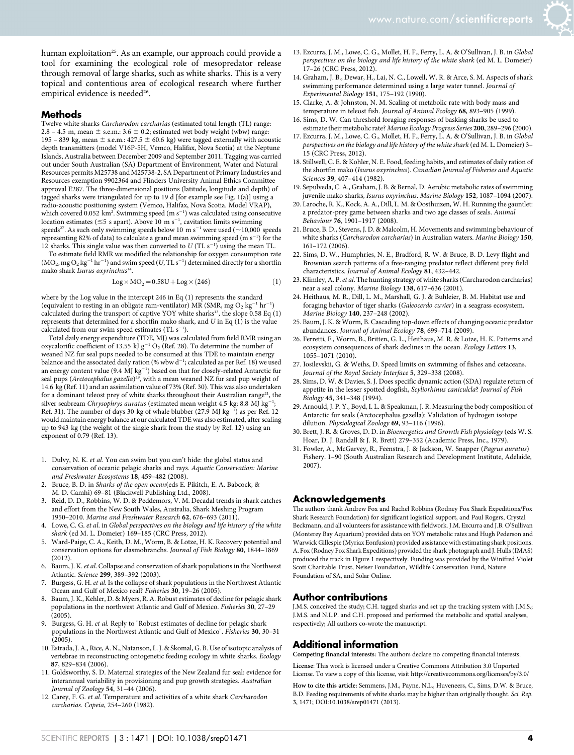human exploitation[25]. As an example, our approach could provide a tool for examining the ecological role of mesopredator release through removal of large sharks, such as white sharks. This is a very topical and contentious area of ecological research where further empirical evidence is needed[26].

## Methods

Twelve white sharks *Carcharodon carcharias* (estimated total length (TL) range: 2.8 – 4.5 m, mean ± s.e.m.: 3.6 ± 0.2; estimated wet body weight (wbw) range: 195 – 839 kg, mean ± s.e.m.: 427.5 ± 60.6 kg) were tagged externally with acoustic depth transmitters (model V16P-5H, Vemco, Halifax, Nova Scotia) at the Neptune Islands, Australia between December 2009 and September 2011. Tagging was carried out under South Australian (SA) Department of Environment, Water and Natural Resources permits M25738 and M25738-2, SA Department of Primary Industries and Resources exemption 9902364 and Flinders University Animal Ethics Committee approval E287. The three-dimensional positions (latitude, longitude and depth) of tagged sharks were triangulated for up to 19 d [for example see Fig. 1(a)] using a radio-acoustic positioning system (Vemco, Halifax, Nova Scotia. Model VRAP), which covered 0.052 $km^2$. Swimming speed (m $s^{-1}$) was calculated using consecutive location estimates (≤5 s apart). Above 10 m $s^{-1}$, cavitation limits swimming speeds[27]. As such only swimming speeds below 10 m $s^{-1}$ were used (~10,000 speeds representing 82% of data) to calculate a grand mean swimming speed (m $s^{-1}$) for the 12 sharks. This single value was then converted to $U$ (TL $s^{-1}$) using the mean TL.

To estimate field RMR we modified the relationship for oxygen consumption rate ($MO_2$, mg $O_2$ $kg^{-1}$ $hr^{-1}$) and swim speed ($U$, TL $s^{-1}$) determined directly for a shortfin mako shark *Isurus oxyrinchus*[14].

$$\text{Log} \times MO_2 = 0.58U + \text{Log} \times (246) \tag{1}$$

where by the Log value in the intercept 246 in Eq (1) represents the standard (equivalent to resting in an obligate ram-ventilator) MR (SMR, mg $O_2$ $kg^{-1}$ $hr^{-1}$) calculated during the transport of captive YOY white sharks[13], the slope 0.58 Eq (1) represents that determined for a shortfin mako shark, and $U$ in Eq (1) is the value calculated from our swim speed estimates (TL $s^{-1}$).

Total daily energy expenditure (TDE, MJ) was calculated from field RMR using an oxycalorific coefficient of 13.55 kJ $g^{-1}$ $O_2$ (Ref. 28). To determine the number of weaned NZ fur seal pups needed to be consumed at this TDE to maintain energy balance and the associated daily ration (% wbw $d^{-1}$; calculated as per Ref. 18) we used an energy content value (9.4 MJ $kg^{-1}$) based on that for closely-related Antarctic fur seal pups (*Arctocephalus gazella*)[29], with a mean weaned NZ fur seal pup weight of 14.6 kg (Ref. 11) and an assimilation value of 73% (Ref. 30). This was also undertaken for a dominant teleost prey of white sharks throughout their Australian range[21], the silver seabream *Chrysophrys auratus* (estimated mean weight 4.5 kg; 8.8 MJ $kg^{-1}$; Ref. 31). The number of days 30 kg of whale blubber (27.9 MJ $kg^{-1}$) as per Ref. 12 would maintain energy balance at our calculated TDE was also estimated, after scaling up to 943 kg (the weight of the single shark from the study by Ref. 12) using an exponent of 0.79 (Ref. 13).

1. Dulvy, N. K. *et al.* You can swim but you can't hide: the global status and conservation of oceanic pelagic sharks and rays. *Aquatic Conservation: Marine and Freshwater Ecosystems* **18**, 459–482 (2008).
2. Bruce, B. D. in *Sharks of the open ocean*(eds E. Pikitch, E. A. Babcock, & M. D. Camhi) 69–81 (Blackwell Publishing Ltd., 2008).
3. Reid, D. D., Robbins, W. D. & Peddemors, V. M. Decadal trends in shark catches and effort from the New South Wales, Australia, Shark Meshing Program 1950–2010. *Marine and Freshwater Research* **62**, 676–693 (2011).
4. Lowe, C. G. *et al.* in *Global perspectives on the biology and life history of the white shark* (ed M. L. Domeier) 169–185 (CRC Press, 2012).
5. Ward-Paige, C. A., Keith, D. M., Worm, B. & Lotze, H. K. Recovery potential and conservation options for elasmobranchs. *Journal of Fish Biology* **80**, 1844–1869 (2012).
6. Baum, J. K. *et al.* Collapse and conservation of shark populations in the Northwest Atlantic. *Science* **299**, 389–392 (2003).
7. Burgess, G. H. *et al.* Is the collapse of shark populations in the Northwest Atlantic Ocean and Gulf of Mexico real? *Fisheries* **30**, 19–26 (2005).
8. Baum, J. K., Kehler, D. & Myers, R. A. Robust estimates of decline for pelagic shark populations in the northwest Atlantic and Gulf of Mexico. *Fisheries* **30**, 27–29 (2005).
9. Burgess, G. H. *et al.* Reply to "Robust estimates of decline for pelagic shark populations in the Northwest Atlantic and Gulf of Mexico". *Fisheries* **30**, 30–31 (2005).
10. Estrada, J. A., Rice, A. N., Natanson, L. J. & Skomal, G. B. Use of isotopic analysis of vertebrae in reconstructing ontogenetic feeding ecology in white sharks. *Ecology* **87**, 829–834 (2006).
11. Goldsworthy, S. D. Maternal strategies of the New Zealand fur seal: evidence for interannual variability in provisioning and pup growth strategies. *Australian Journal of Zoology* **54**, 31–44 (2006).
12. Carey, F. G. *et al.* Temperature and activities of a white shark *Carcharodon carcharias*. *Copeia*, 254–260 (1982).
13. Ezcurra, J. M., Lowe, C. G., Mollet, H. F., Ferry, L. A. & O'Sullivan, J. B. in *Global perspectives on the biology and life history of the white shark* (ed M. L. Domeier) 17–26 (CRC Press, 2012).
14. Graham, J. B., Dewar, H., Lai, N. C., Lowell, W. R. & Arce, S. M. Aspects of shark swimming performance determined using a large water tunnel. *Journal of Experimental Biology* **151**, 175–192 (1990).
15. Clarke, A. & Johnston, N. M. Scaling of metabolic rate with body mass and temperature in teleost fish. *Journal of Animal Ecology* **68**, 893–905 (1999).
16. Sims, D. W. Can threshold foraging responses of basking sharks be used to estimate their metabolic rate? *Marine Ecology Progress Series* **200**, 289–296 (2000).
17. Ezcurra, J. M., Lowe, C. G., Mollet, H. F., Ferry, L. A. & O'Sullivan, J. B. in *Global perspectives on the biology and life history of the white shark* (ed M. L. Domeier) 3–15 (CRC Press, 2012).
18. Stillwell, C. E. & Kohler, N. E. Food, feeding habits, and estimates of daily ration of the shortfin mako (*Isurus oxyrinchus*). *Canadian Journal of Fisheries and Aquatic Sciences* **39**, 407–414 (1982).
19. Sepulveda, C. A., Graham, J. B. & Bernal, D. Aerobic metabolic rates of swimming juvenile mako sharks, *Isurus oxyrinchus*. *Marine Biology* **152**, 1087–1094 (2007).
20. Laroche, R. K., Kock, A. A., Dill, L. M. & Oosthuizen, W. H. Running the gauntlet: a predator-prey game between sharks and two age classes of seals. *Animal Behaviour* **76**, 1901–1917 (2008).
21. Bruce, B. D., Stevens, J. D. & Malcolm, H. Movements and swimming behaviour of white sharks (*Carcharodon carcharias*) in Australian waters. *Marine Biology* **150**, 161–172 (2006).
22. Sims, D. W., Humphries, N. E., Bradford, R. W. & Bruce, B. D. Levy flight and Brownian search patterns of a free-ranging predator reflect different prey field characteristics. *Journal of Animal Ecology* **81**, 432–442.
23. Klimley, A. P. *et al.* The hunting strategy of white sharks (Carcharodon carcharias) near a seal colony. *Marine Biology* **138**, 617–636 (2001).
24. Heithaus, M. R., Dill, L. M., Marshall, G. J. & Buhleier, B. M. Habitat use and foraging behavior of tiger sharks (*Galeocerdo cuvier*) in a seagrass ecosystem. *Marine Biology* **140**, 237–248 (2002).
25. Baum, J. K. & Worm, B. Cascading top-down effects of changing oceanic predator abundances. *Journal of Animal Ecology* **78**, 699–714 (2009).
26. Ferretti, F., Worm, B., Britten, G. L., Heithaus, M. R. & Lotze, H. K. Patterns and ecosystem consequences of shark declines in the ocean. *Ecology Letters* **13**, 1055–1071 (2010).
27. Iosilevskii, G. & Weihs, D. Speed limits on swimming of fishes and cetaceans. *Journal of the Royal Society Interface* **5**, 329–338 (2008).
28. Sims, D. W. & Davies, S. J. Does specific dynamic action (SDA) regulate return of appetite in the lesser spotted dogfish, *Scyliorhinus caniculcla*? *Journal of Fish Biology* **45**, 341–348 (1994).
29. Arnould, J. P. Y., Boyd, I. L. & Speakman, J. R. Measuring the body composition of Antarctic fur seals (Arctocephalus gazella): Validation of hydrogen isotope dilution. *Physiological Zoology* **69**, 93–116 (1996).
30. Brett, J. R. & Groves, D. D. in *Bioenergetics and Growth Fish physiology* (eds W. S. Hoar, D. J. Randall & J. R. Brett) 279–352 (Academic Press, Inc., 1979).
31. Fowler, A., McGarvey, R., Feenstra, J. & Jackson, W. Snapper (*Pagrus auratus*) Fishery. 1–90 (South Australian Research and Development Institute, Adelaide, 2007).

## Acknowledgements

The authors thank Andrew Fox and Rachel Robbins (Rodney Fox Shark Expeditions/Fox Shark Research Foundation) for significant logistical support, and Paul Rogers, Crystal Beckmann, and all volunteers for assistance with fieldwork. J.M. Ezcurra and J.B. O'Sullivan (Monterey Bay Aquarium) provided data on YOY metabolic rates and Hugh Pederson and Warwick Gillespie (Myriax Eonfusion) provided assistance with estimating shark positions. A. Fox (Rodney Fox Shark Expeditions) provided the shark photograph and J. Hulls (IMAS) produced the track in Figure 1 respectively. Funding was provided by the Winifred Violet Scott Charitable Trust, Neiser Foundation, Wildlife Conservation Fund, Nature Foundation of SA, and Solar Online.

## Author contributions

J.M.S. conceived the study; C.H. tagged sharks and set up the tracking system with J.M.S.; J.M.S. and N.L.P. and C.H. proposed and performed the metabolic and spatial analyses, respectively; All authors co-wrote the manuscript.

## Additional information

**Competing financial interests:** The authors declare no competing financial interests.

**License**: This work is licensed under a Creative Commons Attribution 3.0 Unported License. To view a copy of this license, visit http://creativecommons.org/licenses/by/3.0/

**How to cite this article:** Semmens, J.M., Payne, N.L., Huveneers, C., Sims, D.W. & Bruce, B.D. Feeding requirements of white sharks may be higher than originally thought. *Sci. Rep.* **3**, 1471; DOI:10.1038/srep01471 (2013).